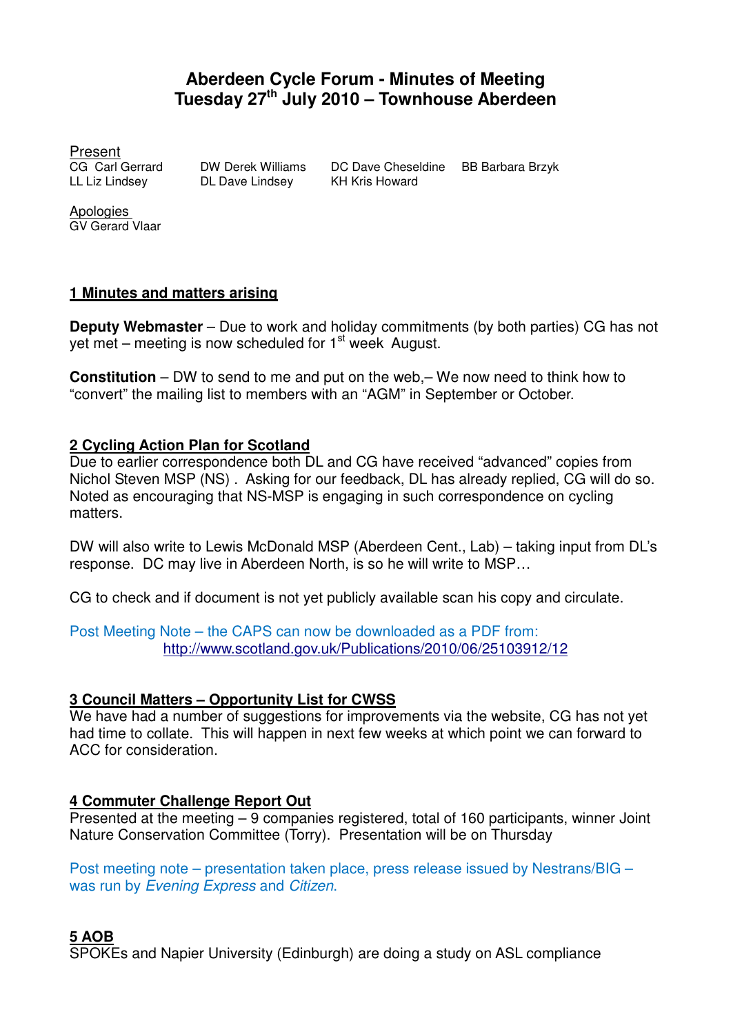# Aberdeen Cycle Forum - Minutes of Meeting
## Tuesday 27th July 2010 – Townhouse Aberdeen

Present

| | | | |
|---|---|---|---|
| CG Carl Gerrard | DW Derek Williams | DC Dave Cheseldine | BB Barbara Brzyk |
| LL Liz Lindsey | DL Dave Lindsey | KH Kris Howard | |

Apologies
GV Gerard Vlaar

### 1 Minutes and matters arising

**Deputy Webmaster** – Due to work and holiday commitments (by both parties) CG has not yet met – meeting is now scheduled for 1st week August.

**Constitution** – DW to send to me and put on the web,– We now need to think how to "convert" the mailing list to members with an "AGM" in September or October.

### 2 Cycling Action Plan for Scotland

Due to earlier correspondence both DL and CG have received "advanced" copies from Nichol Steven MSP (NS) . Asking for our feedback, DL has already replied, CG will do so. Noted as encouraging that NS-MSP is engaging in such correspondence on cycling matters.

DW will also write to Lewis McDonald MSP (Aberdeen Cent., Lab) – taking input from DL's response. DC may live in Aberdeen North, is so he will write to MSP…

CG to check and if document is not yet publicly available scan his copy and circulate.

Post Meeting Note – the CAPS can now be downloaded as a PDF from:
http://www.scotland.gov.uk/Publications/2010/06/25103912/12

### 3 Council Matters – Opportunity List for CWSS

We have had a number of suggestions for improvements via the website, CG has not yet had time to collate. This will happen in next few weeks at which point we can forward to ACC for consideration.

### 4 Commuter Challenge Report Out

Presented at the meeting – 9 companies registered, total of 160 participants, winner Joint Nature Conservation Committee (Torry). Presentation will be on Thursday

Post meeting note – presentation taken place, press release issued by Nestrans/BIG – was run by *Evening Express* and *Citizen*.

### 5 AOB

SPOKEs and Napier University (Edinburgh) are doing a study on ASL compliance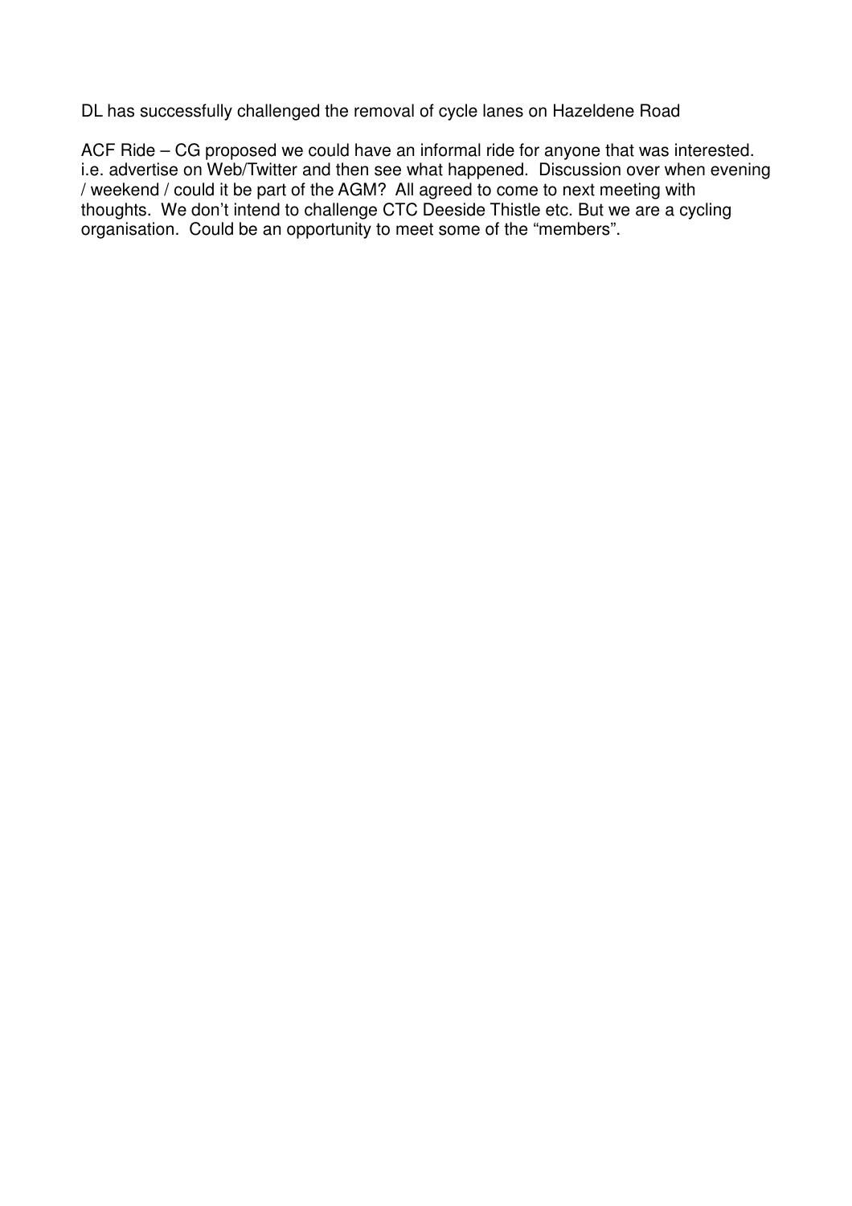DL has successfully challenged the removal of cycle lanes on Hazeldene Road

ACF Ride – CG proposed we could have an informal ride for anyone that was interested. i.e. advertise on Web/Twitter and then see what happened. Discussion over when evening / weekend / could it be part of the AGM? All agreed to come to next meeting with thoughts. We don't intend to challenge CTC Deeside Thistle etc. But we are a cycling organisation. Could be an opportunity to meet some of the "members".